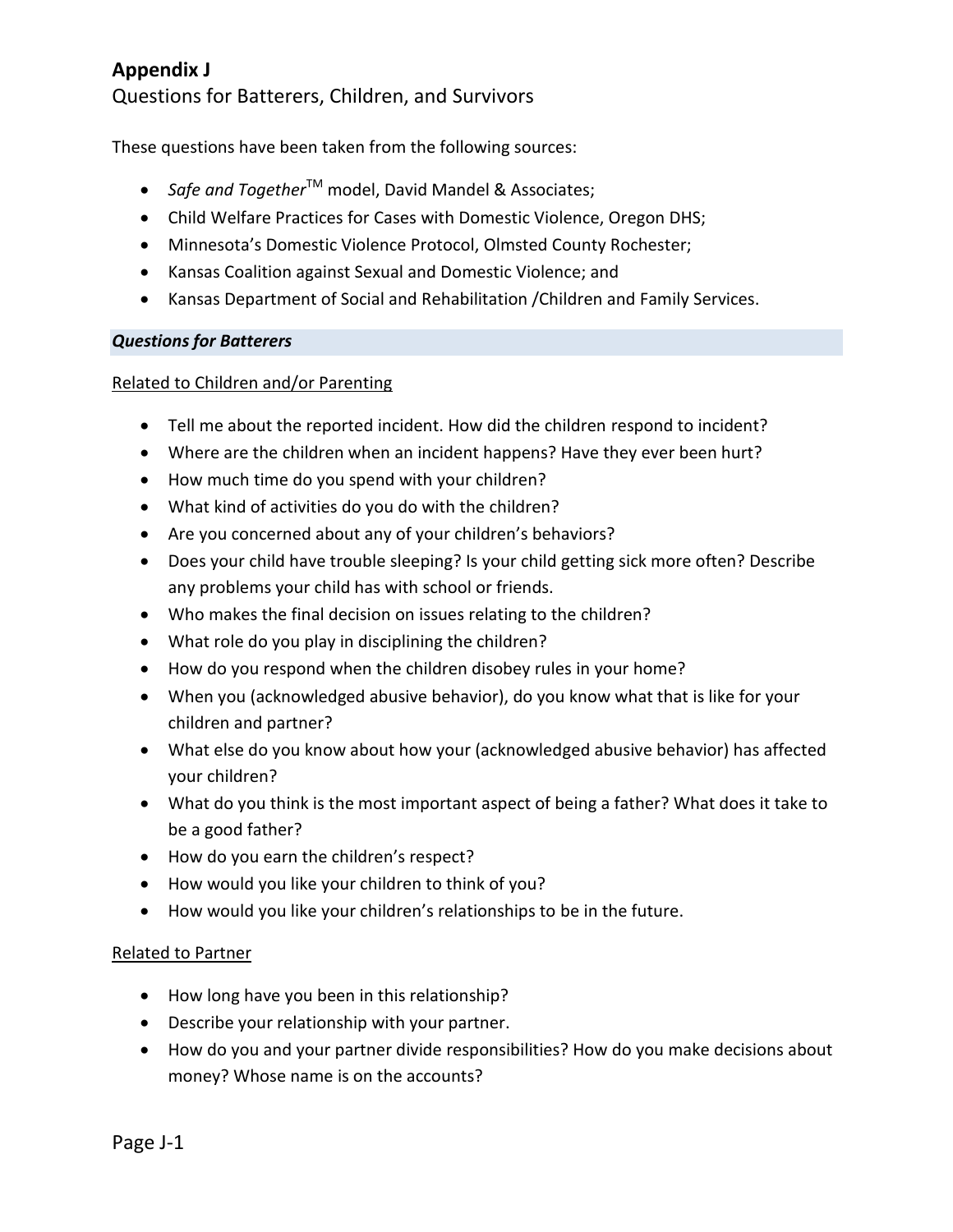# Appendix J

## Questions for Batterers, Children, and Survivors

These questions have been taken from the following sources:

- *Safe and Together*™ model, David Mandel & Associates;
- Child Welfare Practices for Cases with Domestic Violence, Oregon DHS;
- Minnesota's Domestic Violence Protocol, Olmsted County Rochester;
- Kansas Coalition against Sexual and Domestic Violence; and
- Kansas Department of Social and Rehabilitation /Children and Family Services.

### *Questions for Batterers*

<u>Related to Children and/or Parenting</u>

- Tell me about the reported incident. How did the children respond to incident?
- Where are the children when an incident happens? Have they ever been hurt?
- How much time do you spend with your children?
- What kind of activities do you do with the children?
- Are you concerned about any of your children's behaviors?
- Does your child have trouble sleeping? Is your child getting sick more often? Describe any problems your child has with school or friends.
- Who makes the final decision on issues relating to the children?
- What role do you play in disciplining the children?
- How do you respond when the children disobey rules in your home?
- When you (acknowledged abusive behavior), do you know what that is like for your children and partner?
- What else do you know about how your (acknowledged abusive behavior) has affected your children?
- What do you think is the most important aspect of being a father? What does it take to be a good father?
- How do you earn the children's respect?
- How would you like your children to think of you?
- How would you like your children's relationships to be in the future.

<u>Related to Partner</u>

- How long have you been in this relationship?
- Describe your relationship with your partner.
- How do you and your partner divide responsibilities? How do you make decisions about money? Whose name is on the accounts?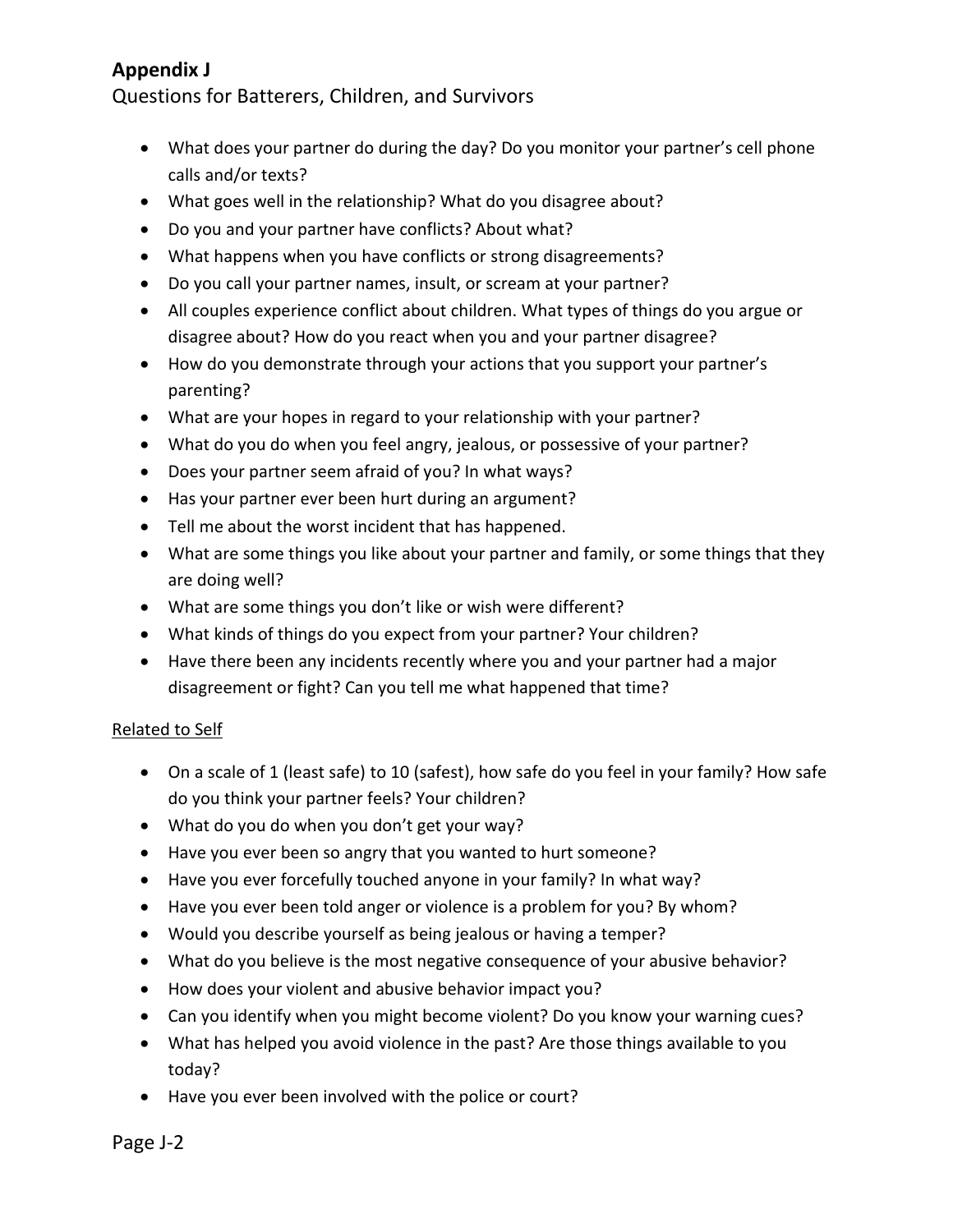**Appendix J**

Questions for Batterers, Children, and Survivors

- What does your partner do during the day? Do you monitor your partner's cell phone calls and/or texts?
- What goes well in the relationship? What do you disagree about?
- Do you and your partner have conflicts? About what?
- What happens when you have conflicts or strong disagreements?
- Do you call your partner names, insult, or scream at your partner?
- All couples experience conflict about children. What types of things do you argue or disagree about? How do you react when you and your partner disagree?
- How do you demonstrate through your actions that you support your partner's parenting?
- What are your hopes in regard to your relationship with your partner?
- What do you do when you feel angry, jealous, or possessive of your partner?
- Does your partner seem afraid of you? In what ways?
- Has your partner ever been hurt during an argument?
- Tell me about the worst incident that has happened.
- What are some things you like about your partner and family, or some things that they are doing well?
- What are some things you don't like or wish were different?
- What kinds of things do you expect from your partner? Your children?
- Have there been any incidents recently where you and your partner had a major disagreement or fight? Can you tell me what happened that time?

<u>Related to Self</u>

- On a scale of 1 (least safe) to 10 (safest), how safe do you feel in your family? How safe do you think your partner feels? Your children?
- What do you do when you don't get your way?
- Have you ever been so angry that you wanted to hurt someone?
- Have you ever forcefully touched anyone in your family? In what way?
- Have you ever been told anger or violence is a problem for you? By whom?
- Would you describe yourself as being jealous or having a temper?
- What do you believe is the most negative consequence of your abusive behavior?
- How does your violent and abusive behavior impact you?
- Can you identify when you might become violent? Do you know your warning cues?
- What has helped you avoid violence in the past? Are those things available to you today?
- Have you ever been involved with the police or court?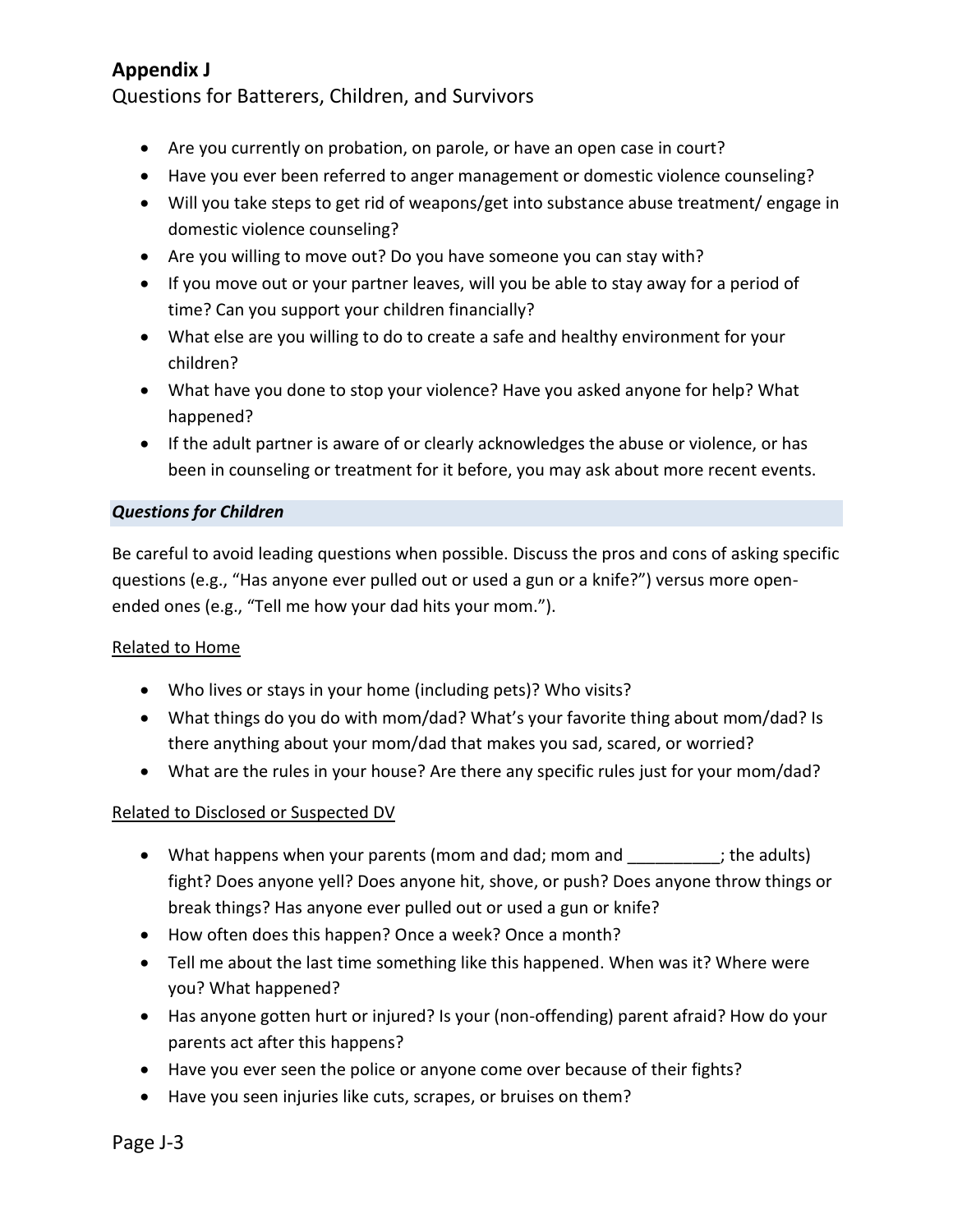# Appendix J

Questions for Batterers, Children, and Survivors

- Are you currently on probation, on parole, or have an open case in court?
- Have you ever been referred to anger management or domestic violence counseling?
- Will you take steps to get rid of weapons/get into substance abuse treatment/ engage in domestic violence counseling?
- Are you willing to move out? Do you have someone you can stay with?
- If you move out or your partner leaves, will you be able to stay away for a period of time? Can you support your children financially?
- What else are you willing to do to create a safe and healthy environment for your children?
- What have you done to stop your violence? Have you asked anyone for help? What happened?
- If the adult partner is aware of or clearly acknowledges the abuse or violence, or has been in counseling or treatment for it before, you may ask about more recent events.

### *Questions for Children*

Be careful to avoid leading questions when possible. Discuss the pros and cons of asking specific questions (e.g., "Has anyone ever pulled out or used a gun or a knife?") versus more open-ended ones (e.g., "Tell me how your dad hits your mom.").

<u>Related to Home</u>

- Who lives or stays in your home (including pets)? Who visits?
- What things do you do with mom/dad? What's your favorite thing about mom/dad? Is there anything about your mom/dad that makes you sad, scared, or worried?
- What are the rules in your house? Are there any specific rules just for your mom/dad?

<u>Related to Disclosed or Suspected DV</u>

- What happens when your parents (mom and dad; mom and __________; the adults) fight? Does anyone yell? Does anyone hit, shove, or push? Does anyone throw things or break things? Has anyone ever pulled out or used a gun or knife?
- How often does this happen? Once a week? Once a month?
- Tell me about the last time something like this happened. When was it? Where were you? What happened?
- Has anyone gotten hurt or injured? Is your (non-offending) parent afraid? How do your parents act after this happens?
- Have you ever seen the police or anyone come over because of their fights?
- Have you seen injuries like cuts, scrapes, or bruises on them?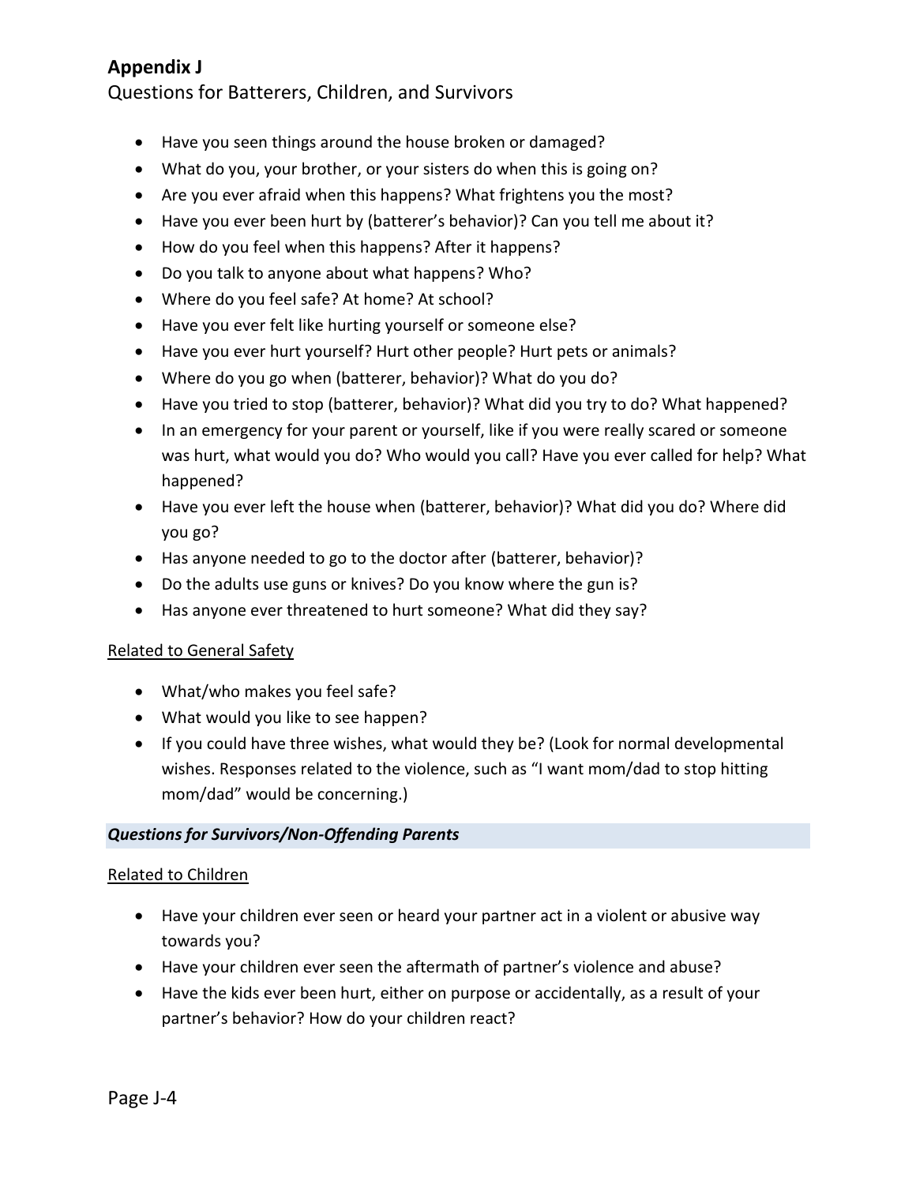# Appendix J

Questions for Batterers, Children, and Survivors

- Have you seen things around the house broken or damaged?
- What do you, your brother, or your sisters do when this is going on?
- Are you ever afraid when this happens? What frightens you the most?
- Have you ever been hurt by (batterer's behavior)? Can you tell me about it?
- How do you feel when this happens? After it happens?
- Do you talk to anyone about what happens? Who?
- Where do you feel safe? At home? At school?
- Have you ever felt like hurting yourself or someone else?
- Have you ever hurt yourself? Hurt other people? Hurt pets or animals?
- Where do you go when (batterer, behavior)? What do you do?
- Have you tried to stop (batterer, behavior)? What did you try to do? What happened?
- In an emergency for your parent or yourself, like if you were really scared or someone was hurt, what would you do? Who would you call? Have you ever called for help? What happened?
- Have you ever left the house when (batterer, behavior)? What did you do? Where did you go?
- Has anyone needed to go to the doctor after (batterer, behavior)?
- Do the adults use guns or knives? Do you know where the gun is?
- Has anyone ever threatened to hurt someone? What did they say?

<u>Related to General Safety</u>

- What/who makes you feel safe?
- What would you like to see happen?
- If you could have three wishes, what would they be? (Look for normal developmental wishes. Responses related to the violence, such as "I want mom/dad to stop hitting mom/dad" would be concerning.)

### *Questions for Survivors/Non-Offending Parents*

<u>Related to Children</u>

- Have your children ever seen or heard your partner act in a violent or abusive way towards you?
- Have your children ever seen the aftermath of partner's violence and abuse?
- Have the kids ever been hurt, either on purpose or accidentally, as a result of your partner's behavior? How do your children react?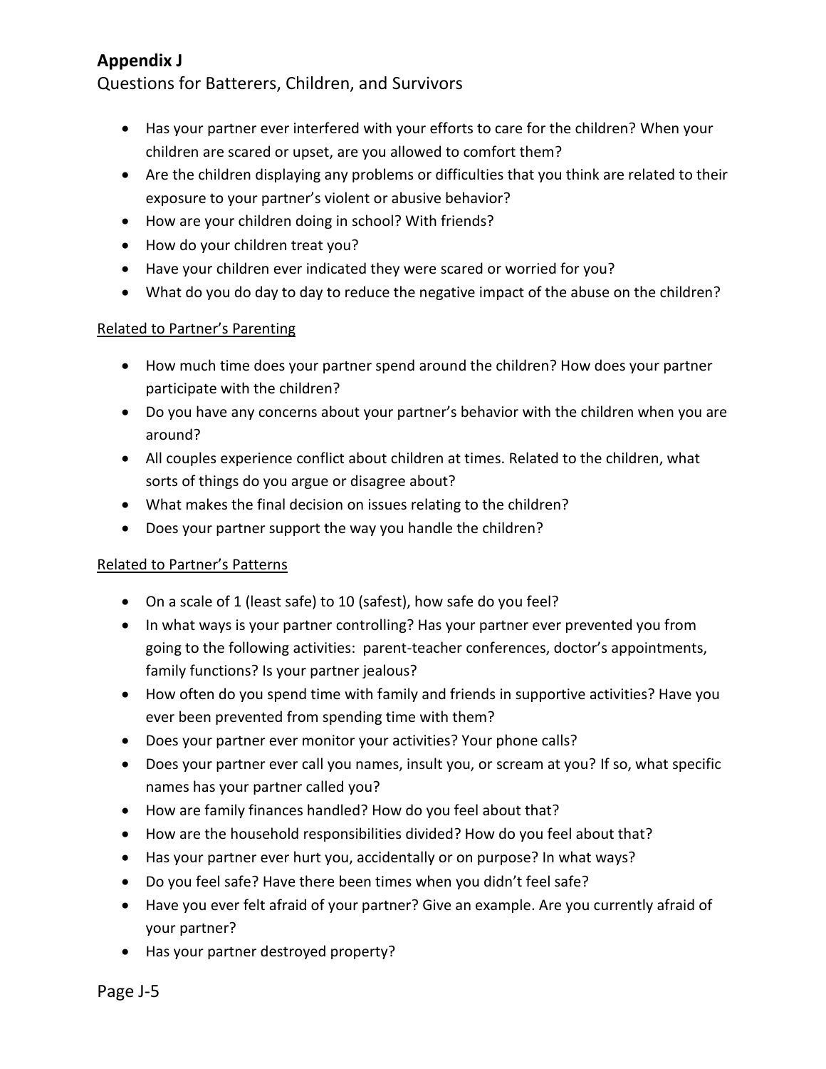**Appendix J**

Questions for Batterers, Children, and Survivors

- Has your partner ever interfered with your efforts to care for the children? When your children are scared or upset, are you allowed to comfort them?
- Are the children displaying any problems or difficulties that you think are related to their exposure to your partner's violent or abusive behavior?
- How are your children doing in school? With friends?
- How do your children treat you?
- Have your children ever indicated they were scared or worried for you?
- What do you do day to day to reduce the negative impact of the abuse on the children?

<u>Related to Partner's Parenting</u>

- How much time does your partner spend around the children? How does your partner participate with the children?
- Do you have any concerns about your partner's behavior with the children when you are around?
- All couples experience conflict about children at times. Related to the children, what sorts of things do you argue or disagree about?
- What makes the final decision on issues relating to the children?
- Does your partner support the way you handle the children?

<u>Related to Partner's Patterns</u>

- On a scale of 1 (least safe) to 10 (safest), how safe do you feel?
- In what ways is your partner controlling? Has your partner ever prevented you from going to the following activities: parent-teacher conferences, doctor's appointments, family functions? Is your partner jealous?
- How often do you spend time with family and friends in supportive activities? Have you ever been prevented from spending time with them?
- Does your partner ever monitor your activities? Your phone calls?
- Does your partner ever call you names, insult you, or scream at you? If so, what specific names has your partner called you?
- How are family finances handled? How do you feel about that?
- How are the household responsibilities divided? How do you feel about that?
- Has your partner ever hurt you, accidentally or on purpose? In what ways?
- Do you feel safe? Have there been times when you didn't feel safe?
- Have you ever felt afraid of your partner? Give an example. Are you currently afraid of your partner?
- Has your partner destroyed property?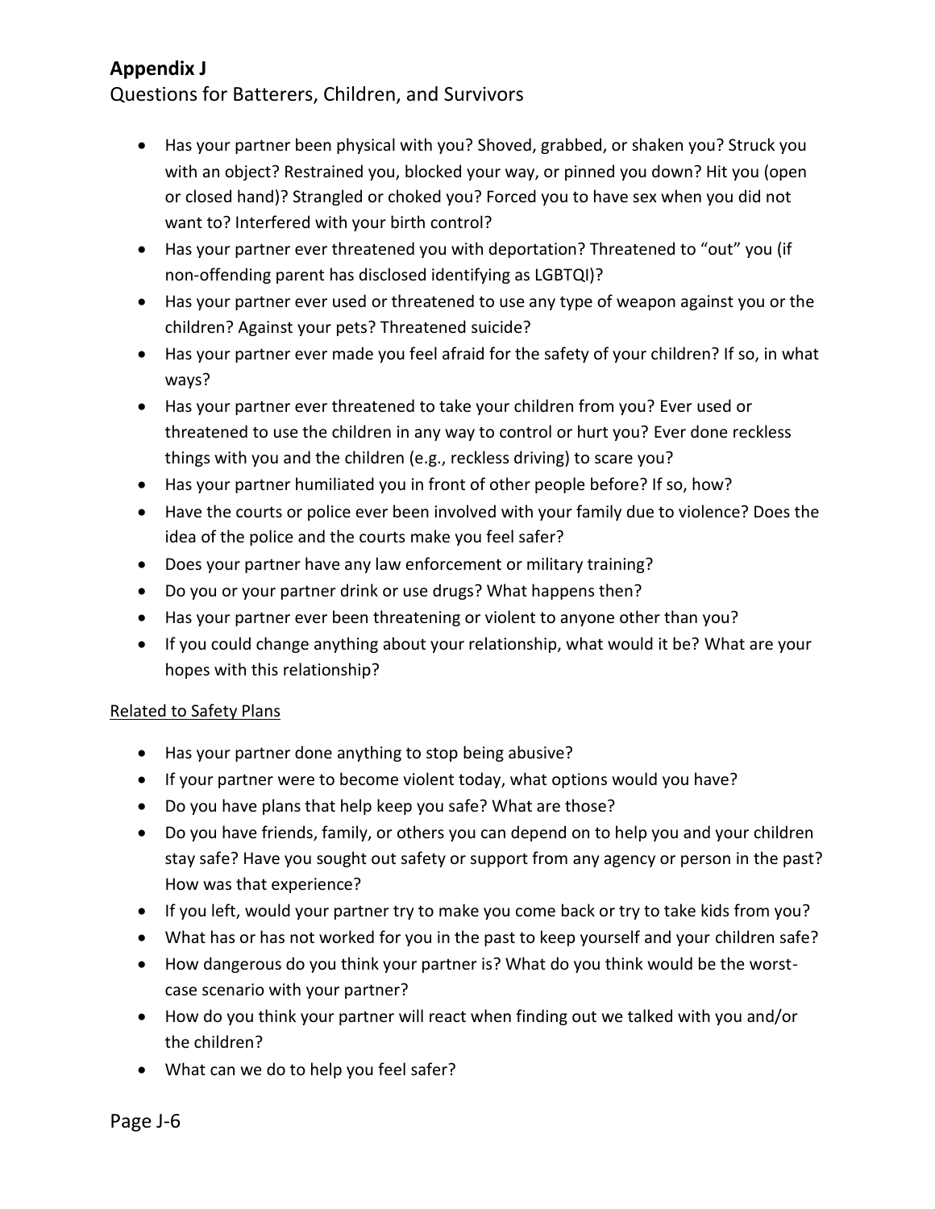# Appendix J

Questions for Batterers, Children, and Survivors

- Has your partner been physical with you? Shoved, grabbed, or shaken you? Struck you with an object? Restrained you, blocked your way, or pinned you down? Hit you (open or closed hand)? Strangled or choked you? Forced you to have sex when you did not want to? Interfered with your birth control?
- Has your partner ever threatened you with deportation? Threatened to "out" you (if non-offending parent has disclosed identifying as LGBTQI)?
- Has your partner ever used or threatened to use any type of weapon against you or the children? Against your pets? Threatened suicide?
- Has your partner ever made you feel afraid for the safety of your children? If so, in what ways?
- Has your partner ever threatened to take your children from you? Ever used or threatened to use the children in any way to control or hurt you? Ever done reckless things with you and the children (e.g., reckless driving) to scare you?
- Has your partner humiliated you in front of other people before? If so, how?
- Have the courts or police ever been involved with your family due to violence? Does the idea of the police and the courts make you feel safer?
- Does your partner have any law enforcement or military training?
- Do you or your partner drink or use drugs? What happens then?
- Has your partner ever been threatening or violent to anyone other than you?
- If you could change anything about your relationship, what would it be? What are your hopes with this relationship?

<u>Related to Safety Plans</u>

- Has your partner done anything to stop being abusive?
- If your partner were to become violent today, what options would you have?
- Do you have plans that help keep you safe? What are those?
- Do you have friends, family, or others you can depend on to help you and your children stay safe? Have you sought out safety or support from any agency or person in the past? How was that experience?
- If you left, would your partner try to make you come back or try to take kids from you?
- What has or has not worked for you in the past to keep yourself and your children safe?
- How dangerous do you think your partner is? What do you think would be the worst-case scenario with your partner?
- How do you think your partner will react when finding out we talked with you and/or the children?
- What can we do to help you feel safer?